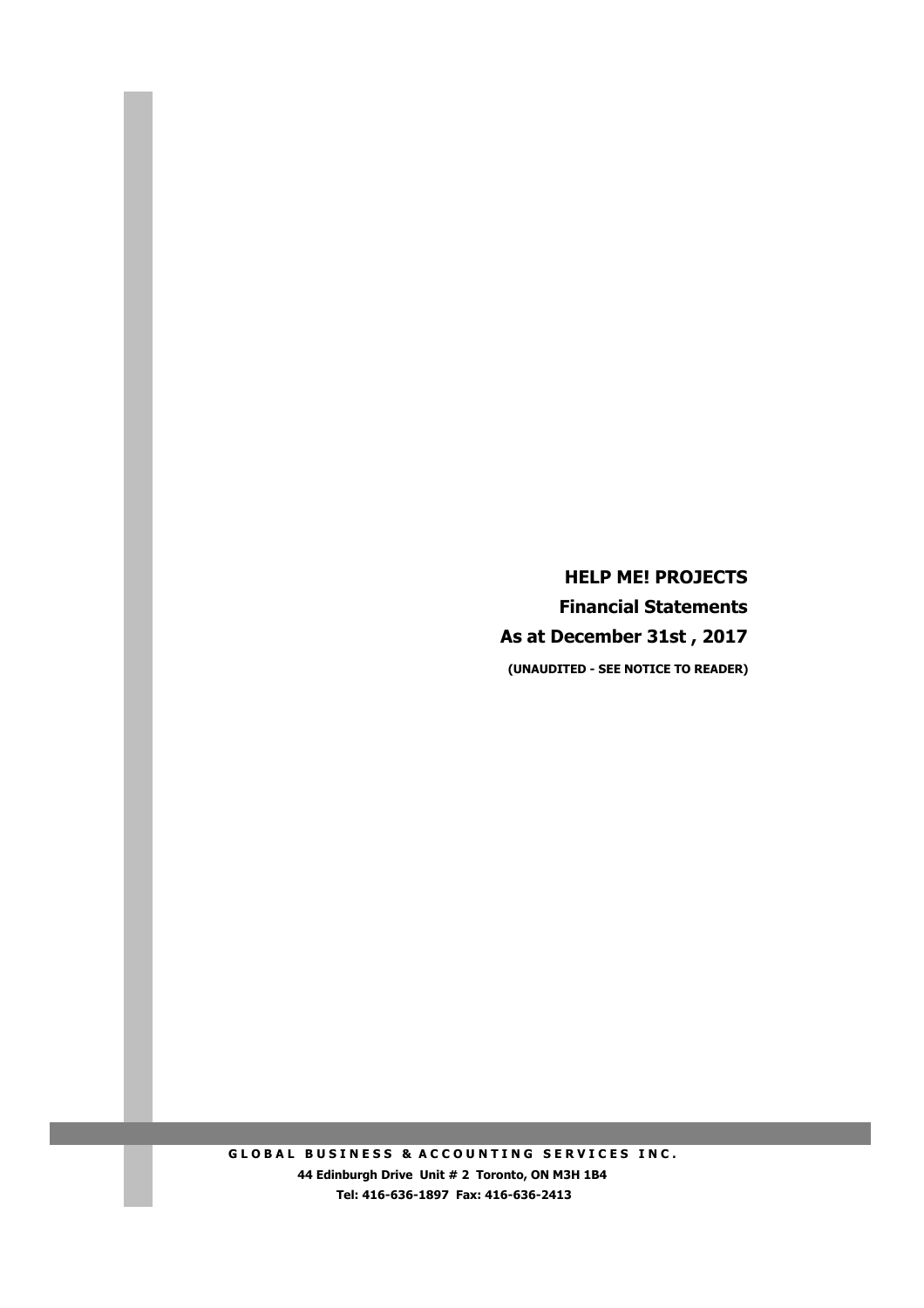# HELP ME! PROJECTS

## Financial Statements

## As at December 31st , 2017

**(UNAUDITED - SEE NOTICE TO READER)**

**GLOBAL BUSINESS & ACCOUNTING SERVICES INC.**

**44 Edinburgh Drive Unit # 2 Toronto, ON M3H 1B4**

**Tel: 416-636-1897 Fax: 416-636-2413**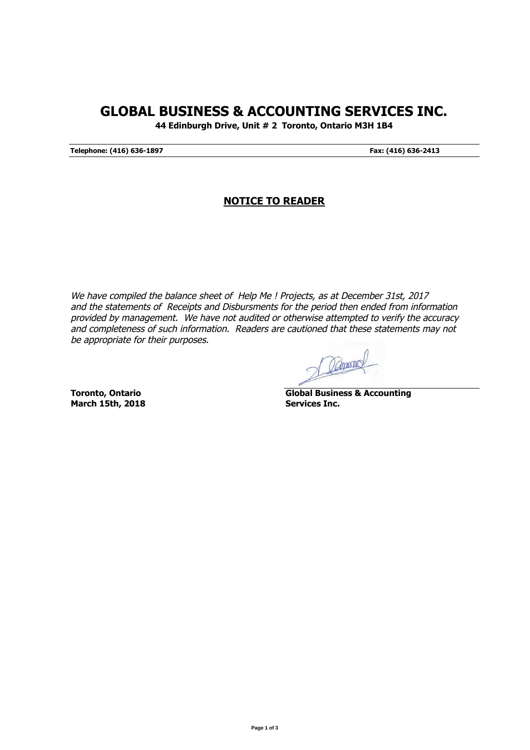# GLOBAL BUSINESS & ACCOUNTING SERVICES INC.

**44 Edinburgh Drive, Unit # 2 Toronto, Ontario M3H 1B4**

**Telephone: (416) 636-1897** **Fax: (416) 636-2413**

## NOTICE TO READER

*We have compiled the balance sheet of Help Me ! Projects, as at December 31st, 2017 and the statements of Receipts and Disbursments for the period then ended from information provided by management. We have not audited or otherwise attempted to verify the accuracy and completeness of such information. Readers are cautioned that these statements may not be appropriate for their purposes.*

**Toronto, Ontario**
**March 15th, 2018**

**Global Business & Accounting Services Inc.**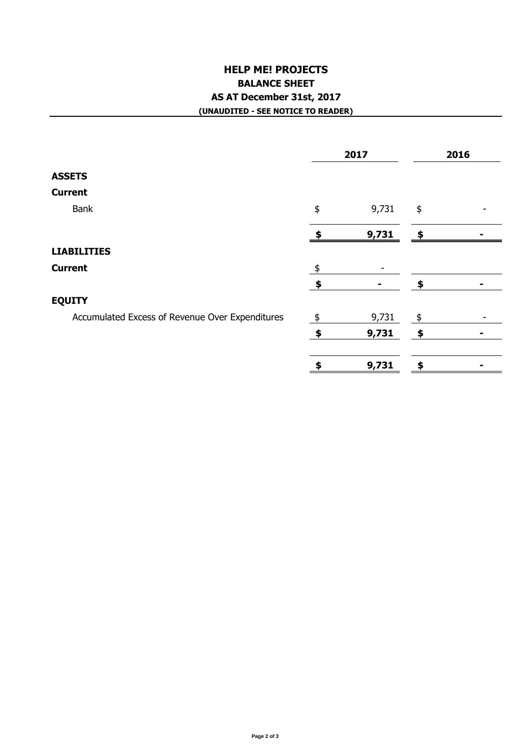# HELP ME! PROJECTS

## BALANCE SHEET

### AS AT December 31st, 2017

**(UNAUDITED - SEE NOTICE TO READER)**

| | 2017 | 2016 |
|---|---|---|
| **ASSETS** | | |
| **Current** | | |
| Bank | $ 9,731 | $ - |
| | **$ 9,731** | **$ -** |
| **LIABILITIES** | | |
| **Current** | $ - | |
| | **$ -** | **$ -** |
| **EQUITY** | | |
| Accumulated Excess of Revenue Over Expenditures | $ 9,731 | $ - |
| | **$ 9,731** | **$ -** |
| | **$ 9,731** | **$ -** |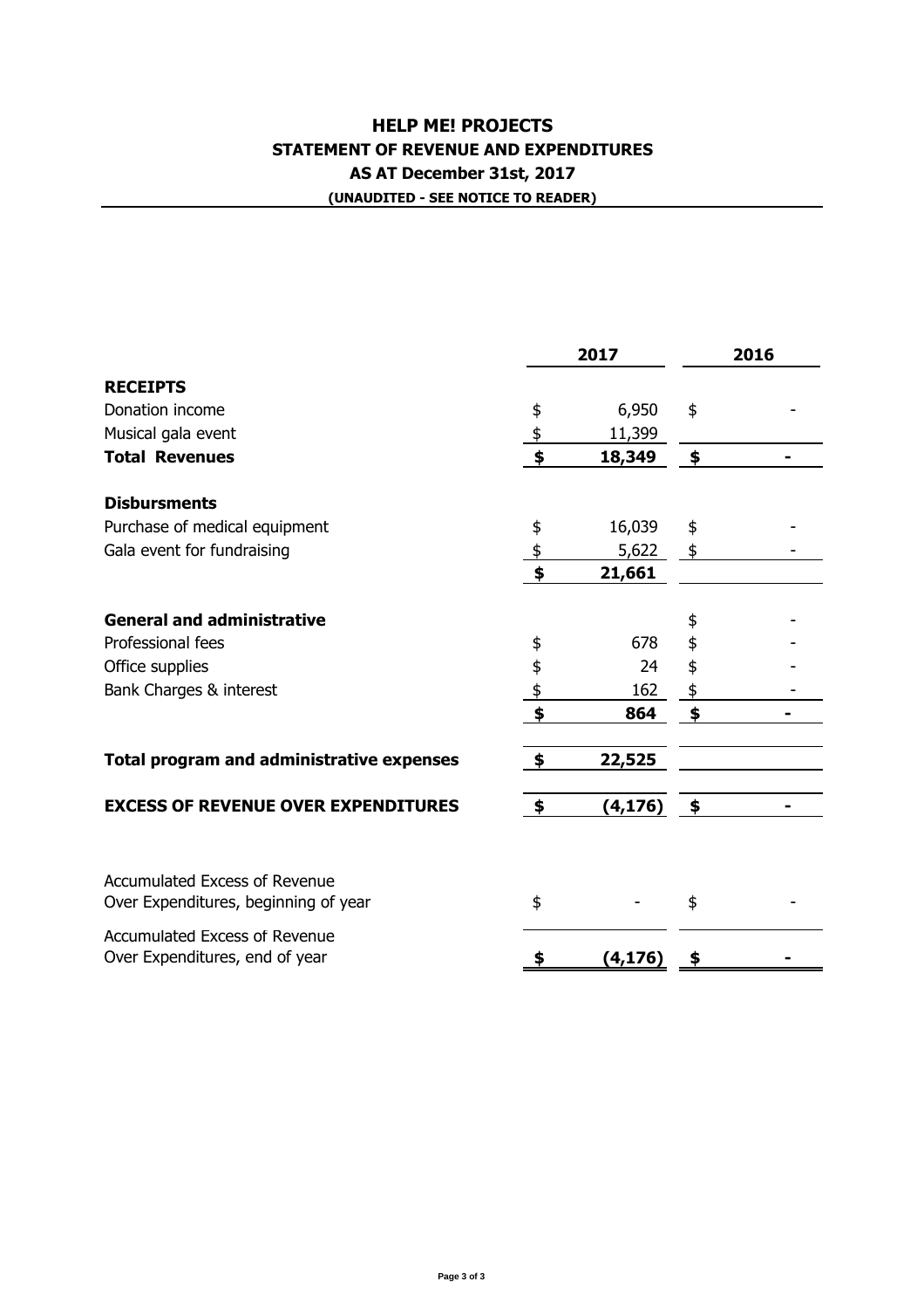**HELP ME! PROJECTS**

**STATEMENT OF REVENUE AND EXPENDITURES**

**AS AT December 31st, 2017**

**(UNAUDITED - SEE NOTICE TO READER)**

| | 2017 | 2016 |
|---|---|---|
| **RECEIPTS** | | |
| Donation income | $ 6,950 | $ - |
| Musical gala event | $ 11,399 | |
| **Total Revenues** | **$ 18,349** | **$ -** |
| **Disbursments** | | |
| Purchase of medical equipment | $ 16,039 | $ - |
| Gala event for fundraising | $ 5,622 | $ - |
| | **$ 21,661** | |
| **General and administrative** | | $ - |
| Professional fees | $ 678 | $ - |
| Office supplies | $ 24 | $ - |
| Bank Charges & interest | $ 162 | $ - |
| | **$ 864** | **$ -** |
| **Total program and administrative expenses** | **$ 22,525** | |
| **EXCESS OF REVENUE OVER EXPENDITURES** | **$ (4,176)** | **$ -** |
| Accumulated Excess of Revenue Over Expenditures, beginning of year | $ - | $ - |
| Accumulated Excess of Revenue Over Expenditures, end of year | **$ (4,176)** | **$ -** |